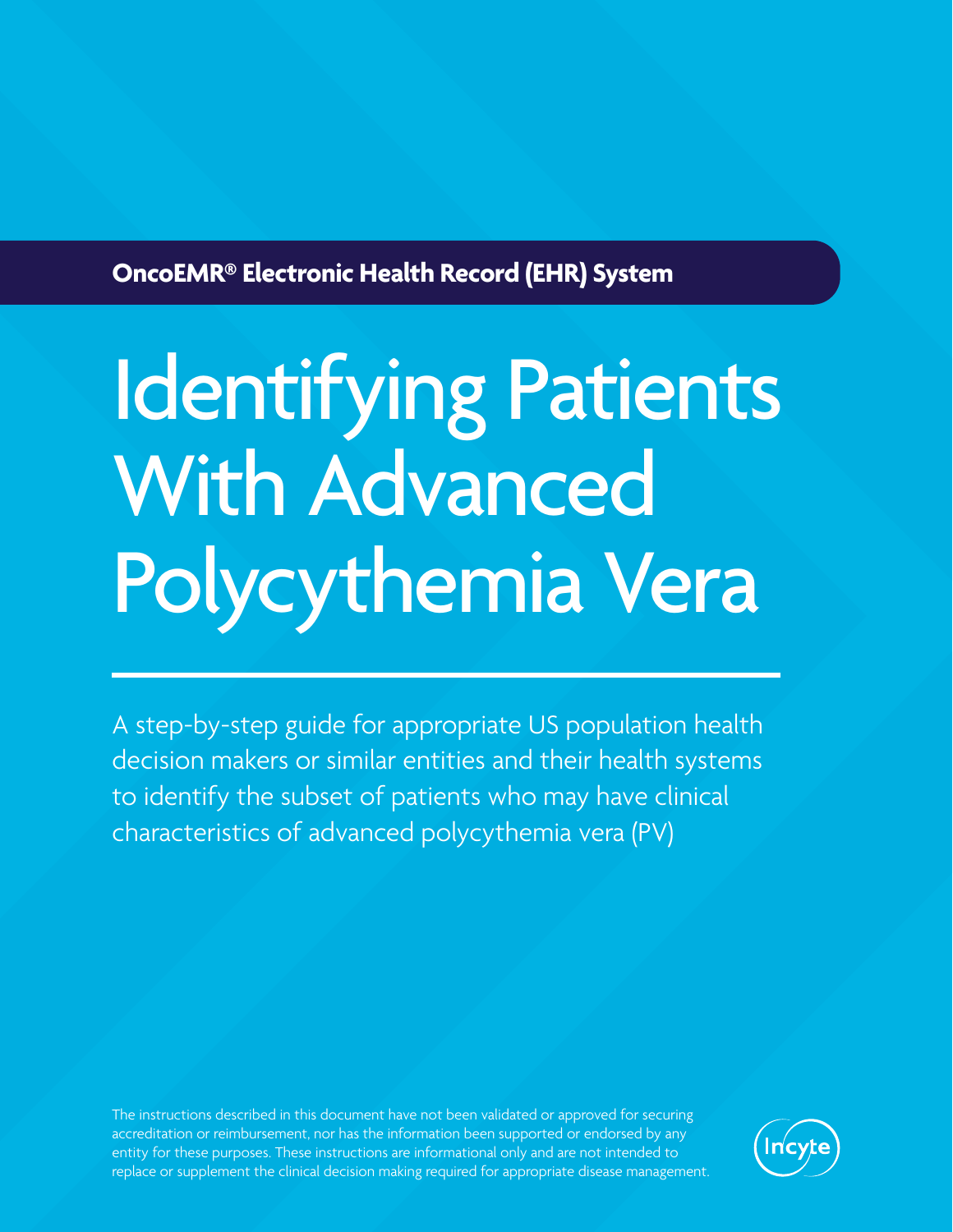**OncoEMR® Electronic Health Record (EHR) System**

# Identifying Patients With Advanced Polycythemia Vera

A step-by-step guide for appropriate US population health decision makers or similar entities and their health systems to identify the subset of patients who may have clinical characteristics of advanced polycythemia vera (PV)

The instructions described in this document have not been validated or approved for securing accreditation or reimbursement, nor has the information been supported or endorsed by any entity for these purposes. These instructions are informational only and are not intended to replace or supplement the clinical decision making required for appropriate disease management.

Incyte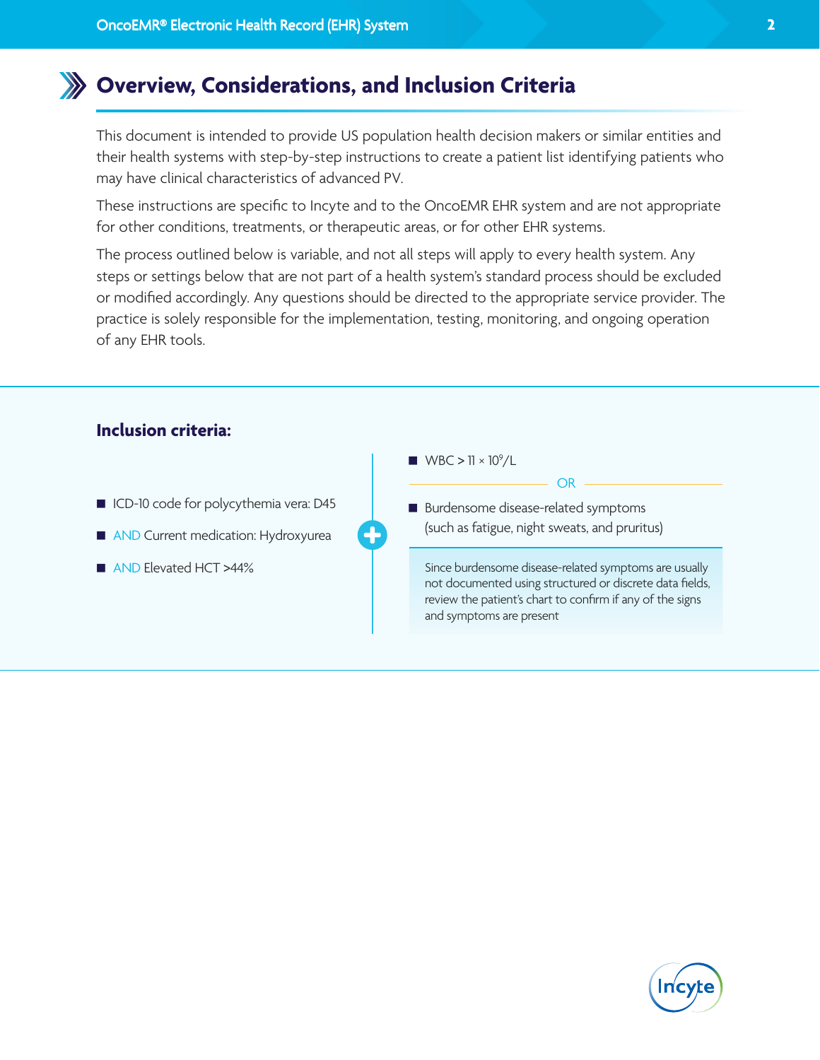## Overview, Considerations, and Inclusion Criteria

This document is intended to provide US population health decision makers or similar entities and their health systems with step-by-step instructions to create a patient list identifying patients who may have clinical characteristics of advanced PV.

These instructions are specific to Incyte and to the OncoEMR EHR system and are not appropriate for other conditions, treatments, or therapeutic areas, or for other EHR systems.

The process outlined below is variable, and not all steps will apply to every health system. Any steps or settings below that are not part of a health system's standard process should be excluded or modified accordingly. Any questions should be directed to the appropriate service provider. The practice is solely responsible for the implementation, testing, monitoring, and ongoing operation of any EHR tools.

### Inclusion criteria:

- ICD-10 code for polycythemia vera: D45
- AND Current medication: Hydroxyurea
- AND Elevated HCT >44%

\+

- WBC > 11 × $10^9$/L

OR

- Burdensome disease-related symptoms (such as fatigue, night sweats, and pruritus)

Since burdensome disease-related symptoms are usually not documented using structured or discrete data fields, review the patient's chart to confirm if any of the signs and symptoms are present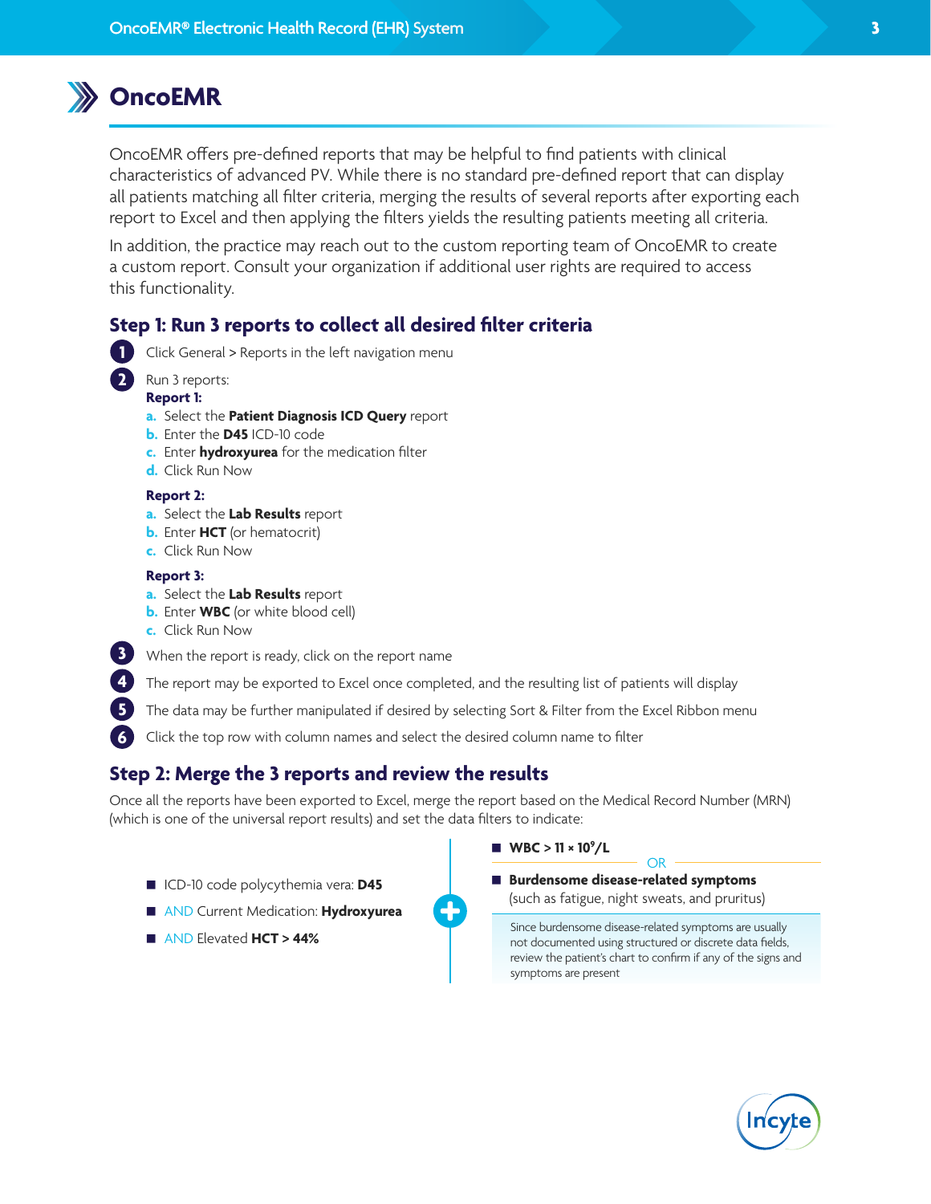# OncoEMR

OncoEMR offers pre-defined reports that may be helpful to find patients with clinical characteristics of advanced PV. While there is no standard pre-defined report that can display all patients matching all filter criteria, merging the results of several reports after exporting each report to Excel and then applying the filters yields the resulting patients meeting all criteria.

In addition, the practice may reach out to the custom reporting team of OncoEMR to create a custom report. Consult your organization if additional user rights are required to access this functionality.

## Step 1: Run 3 reports to collect all desired filter criteria

1. Click General > Reports in the left navigation menu
2. Run 3 reports:

   **Report 1:**
   a. Select the **Patient Diagnosis ICD Query** report
   b. Enter the **D45** ICD-10 code
   c. Enter **hydroxyurea** for the medication filter
   d. Click Run Now

   **Report 2:**
   a. Select the **Lab Results** report
   b. Enter **HCT** (or hematocrit)
   c. Click Run Now

   **Report 3:**
   a. Select the **Lab Results** report
   b. Enter **WBC** (or white blood cell)
   c. Click Run Now

3. When the report is ready, click on the report name
4. The report may be exported to Excel once completed, and the resulting list of patients will display
5. The data may be further manipulated if desired by selecting Sort & Filter from the Excel Ribbon menu
6. Click the top row with column names and select the desired column name to filter

## Step 2: Merge the 3 reports and review the results

Once all the reports have been exported to Excel, merge the report based on the Medical Record Number (MRN) (which is one of the universal report results) and set the data filters to indicate:

- ICD-10 code polycythemia vera: **D45**
- AND Current Medication: **Hydroxyurea**
- AND Elevated **HCT > 44%**

\+

- **WBC > 11 × $10^9$/L**

OR

- **Burdensome disease-related symptoms** (such as fatigue, night sweats, and pruritus)

Since burdensome disease-related symptoms are usually not documented using structured or discrete data fields, review the patient's chart to confirm if any of the signs and symptoms are present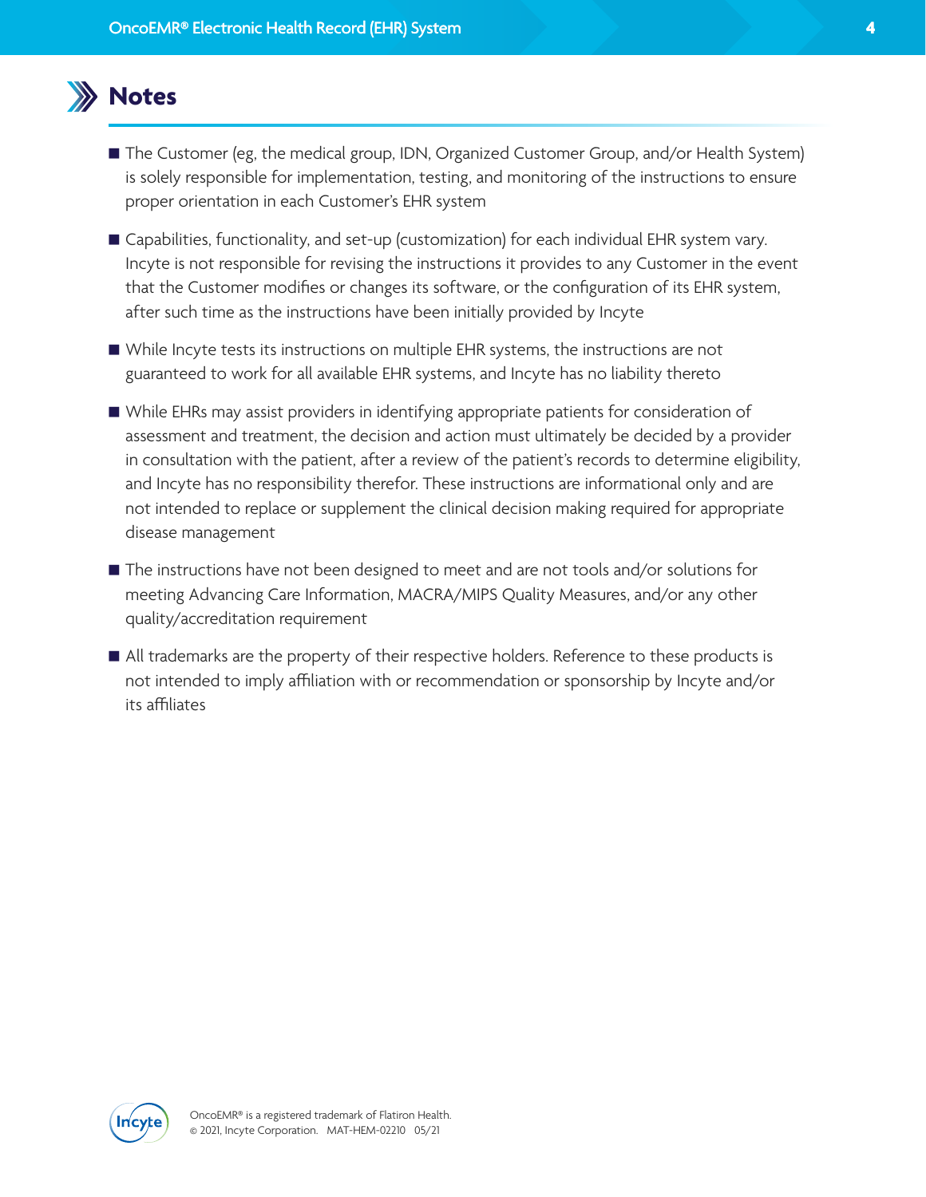## Notes

- The Customer (eg, the medical group, IDN, Organized Customer Group, and/or Health System) is solely responsible for implementation, testing, and monitoring of the instructions to ensure proper orientation in each Customer's EHR system
- Capabilities, functionality, and set-up (customization) for each individual EHR system vary. Incyte is not responsible for revising the instructions it provides to any Customer in the event that the Customer modifies or changes its software, or the configuration of its EHR system, after such time as the instructions have been initially provided by Incyte
- While Incyte tests its instructions on multiple EHR systems, the instructions are not guaranteed to work for all available EHR systems, and Incyte has no liability thereto
- While EHRs may assist providers in identifying appropriate patients for consideration of assessment and treatment, the decision and action must ultimately be decided by a provider in consultation with the patient, after a review of the patient's records to determine eligibility, and Incyte has no responsibility therefor. These instructions are informational only and are not intended to replace or supplement the clinical decision making required for appropriate disease management
- The instructions have not been designed to meet and are not tools and/or solutions for meeting Advancing Care Information, MACRA/MIPS Quality Measures, and/or any other quality/accreditation requirement
- All trademarks are the property of their respective holders. Reference to these products is not intended to imply affiliation with or recommendation or sponsorship by Incyte and/or its affiliates

OncoEMR® is a registered trademark of Flatiron Health.
© 2021, Incyte Corporation. MAT-HEM-02210 05/21